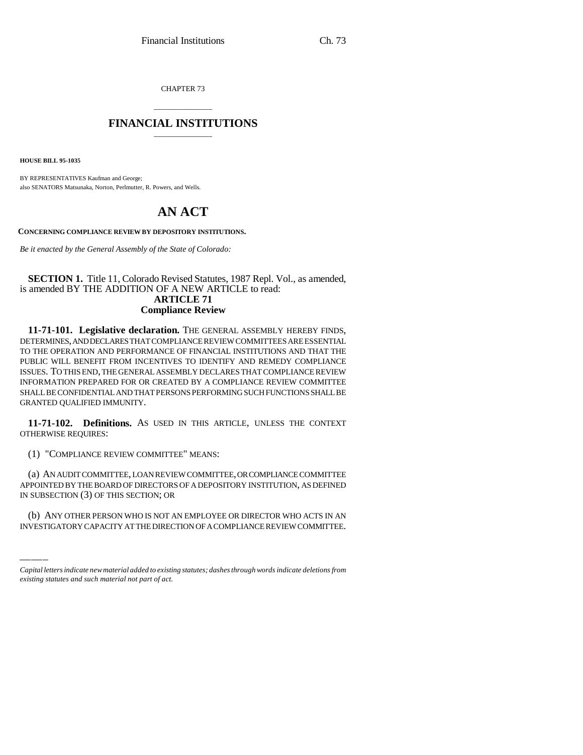CHAPTER 73

# FINANCIAL INSTITUTIONS

**HOUSE BILL 95-1035**

BY REPRESENTATIVES Kaufman and George;
also SENATORS Matsunaka, Norton, Perlmutter, R. Powers, and Wells.

# AN ACT

**CONCERNING COMPLIANCE REVIEW BY DEPOSITORY INSTITUTIONS.**

*Be it enacted by the General Assembly of the State of Colorado:*

**SECTION 1.** Title 11, Colorado Revised Statutes, 1987 Repl. Vol., as amended, is amended BY THE ADDITION OF A NEW ARTICLE to read:

## ARTICLE 71
## Compliance Review

**11-71-101. Legislative declaration.** THE GENERAL ASSEMBLY HEREBY FINDS, DETERMINES, AND DECLARES THAT COMPLIANCE REVIEW COMMITTEES ARE ESSENTIAL TO THE OPERATION AND PERFORMANCE OF FINANCIAL INSTITUTIONS AND THAT THE PUBLIC WILL BENEFIT FROM INCENTIVES TO IDENTIFY AND REMEDY COMPLIANCE ISSUES. TO THIS END, THE GENERAL ASSEMBLY DECLARES THAT COMPLIANCE REVIEW INFORMATION PREPARED FOR OR CREATED BY A COMPLIANCE REVIEW COMMITTEE SHALL BE CONFIDENTIAL AND THAT PERSONS PERFORMING SUCH FUNCTIONS SHALL BE GRANTED QUALIFIED IMMUNITY.

**11-71-102. Definitions.** AS USED IN THIS ARTICLE, UNLESS THE CONTEXT OTHERWISE REQUIRES:

(1) "COMPLIANCE REVIEW COMMITTEE" MEANS:

(a) AN AUDIT COMMITTEE, LOAN REVIEW COMMITTEE, OR COMPLIANCE COMMITTEE APPOINTED BY THE BOARD OF DIRECTORS OF A DEPOSITORY INSTITUTION, AS DEFINED IN SUBSECTION (3) OF THIS SECTION; OR

(b) ANY OTHER PERSON WHO IS NOT AN EMPLOYEE OR DIRECTOR WHO ACTS IN AN INVESTIGATORY CAPACITY AT THE DIRECTION OF A COMPLIANCE REVIEW COMMITTEE.

*Capital letters indicate new material added to existing statutes; dashes through words indicate deletions from existing statutes and such material not part of act.*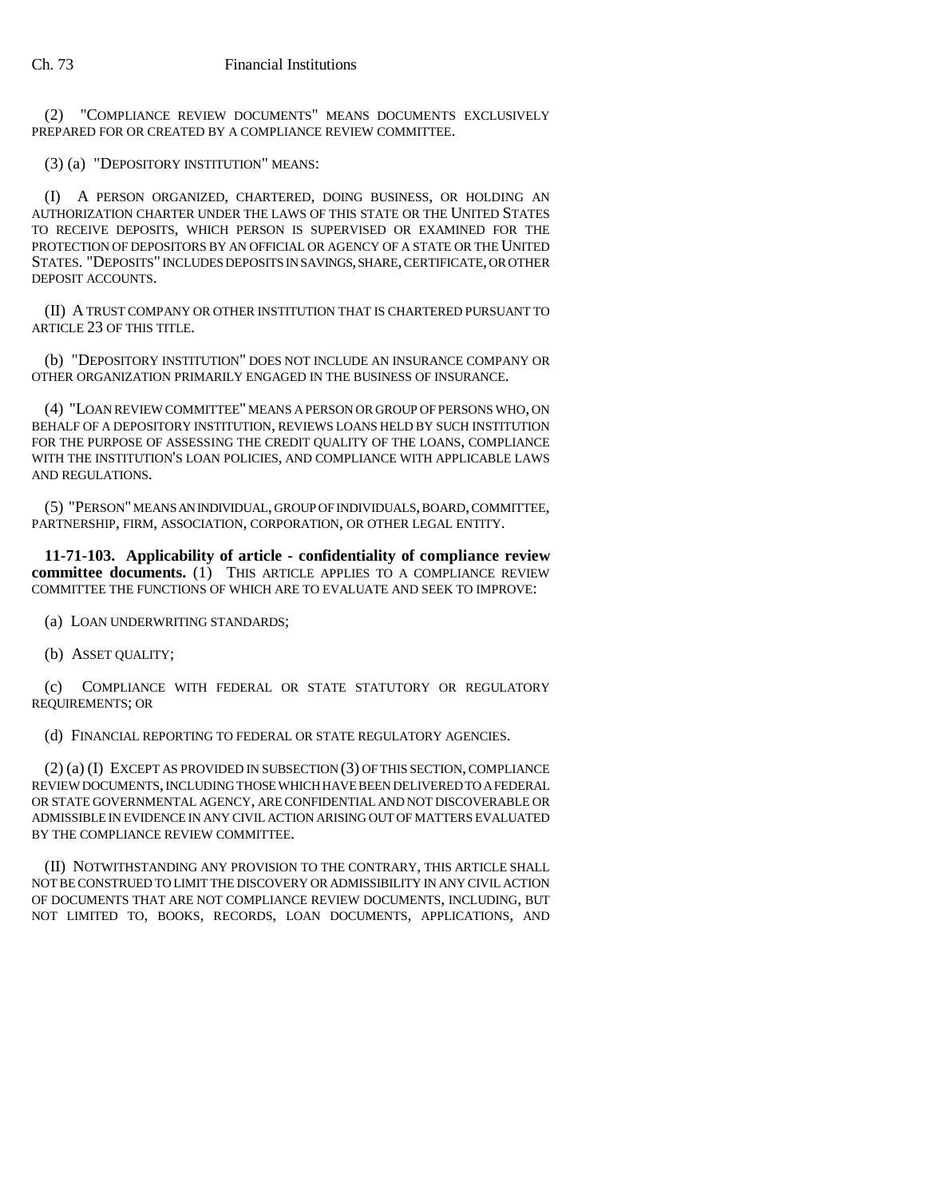(2) "COMPLIANCE REVIEW DOCUMENTS" MEANS DOCUMENTS EXCLUSIVELY PREPARED FOR OR CREATED BY A COMPLIANCE REVIEW COMMITTEE.

(3) (a) "DEPOSITORY INSTITUTION" MEANS:

(I) A PERSON ORGANIZED, CHARTERED, DOING BUSINESS, OR HOLDING AN AUTHORIZATION CHARTER UNDER THE LAWS OF THIS STATE OR THE UNITED STATES TO RECEIVE DEPOSITS, WHICH PERSON IS SUPERVISED OR EXAMINED FOR THE PROTECTION OF DEPOSITORS BY AN OFFICIAL OR AGENCY OF A STATE OR THE UNITED STATES. "DEPOSITS" INCLUDES DEPOSITS IN SAVINGS, SHARE, CERTIFICATE, OR OTHER DEPOSIT ACCOUNTS.

(II) A TRUST COMPANY OR OTHER INSTITUTION THAT IS CHARTERED PURSUANT TO ARTICLE 23 OF THIS TITLE.

(b) "DEPOSITORY INSTITUTION" DOES NOT INCLUDE AN INSURANCE COMPANY OR OTHER ORGANIZATION PRIMARILY ENGAGED IN THE BUSINESS OF INSURANCE.

(4) "LOAN REVIEW COMMITTEE" MEANS A PERSON OR GROUP OF PERSONS WHO, ON BEHALF OF A DEPOSITORY INSTITUTION, REVIEWS LOANS HELD BY SUCH INSTITUTION FOR THE PURPOSE OF ASSESSING THE CREDIT QUALITY OF THE LOANS, COMPLIANCE WITH THE INSTITUTION'S LOAN POLICIES, AND COMPLIANCE WITH APPLICABLE LAWS AND REGULATIONS.

(5) "PERSON" MEANS AN INDIVIDUAL, GROUP OF INDIVIDUALS, BOARD, COMMITTEE, PARTNERSHIP, FIRM, ASSOCIATION, CORPORATION, OR OTHER LEGAL ENTITY.

**11-71-103. Applicability of article - confidentiality of compliance review committee documents.** (1) THIS ARTICLE APPLIES TO A COMPLIANCE REVIEW COMMITTEE THE FUNCTIONS OF WHICH ARE TO EVALUATE AND SEEK TO IMPROVE:

(a) LOAN UNDERWRITING STANDARDS;

(b) ASSET QUALITY;

(c) COMPLIANCE WITH FEDERAL OR STATE STATUTORY OR REGULATORY REQUIREMENTS; OR

(d) FINANCIAL REPORTING TO FEDERAL OR STATE REGULATORY AGENCIES.

(2) (a) (I) EXCEPT AS PROVIDED IN SUBSECTION (3) OF THIS SECTION, COMPLIANCE REVIEW DOCUMENTS, INCLUDING THOSE WHICH HAVE BEEN DELIVERED TO A FEDERAL OR STATE GOVERNMENTAL AGENCY, ARE CONFIDENTIAL AND NOT DISCOVERABLE OR ADMISSIBLE IN EVIDENCE IN ANY CIVIL ACTION ARISING OUT OF MATTERS EVALUATED BY THE COMPLIANCE REVIEW COMMITTEE.

(II) NOTWITHSTANDING ANY PROVISION TO THE CONTRARY, THIS ARTICLE SHALL NOT BE CONSTRUED TO LIMIT THE DISCOVERY OR ADMISSIBILITY IN ANY CIVIL ACTION OF DOCUMENTS THAT ARE NOT COMPLIANCE REVIEW DOCUMENTS, INCLUDING, BUT NOT LIMITED TO, BOOKS, RECORDS, LOAN DOCUMENTS, APPLICATIONS, AND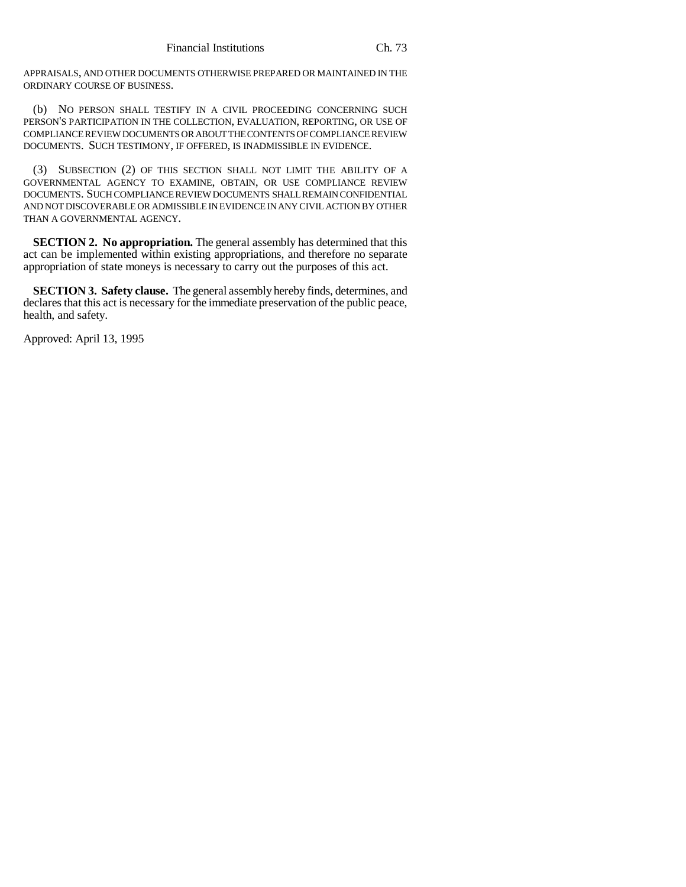APPRAISALS, AND OTHER DOCUMENTS OTHERWISE PREPARED OR MAINTAINED IN THE ORDINARY COURSE OF BUSINESS.

(b) NO PERSON SHALL TESTIFY IN A CIVIL PROCEEDING CONCERNING SUCH PERSON'S PARTICIPATION IN THE COLLECTION, EVALUATION, REPORTING, OR USE OF COMPLIANCE REVIEW DOCUMENTS OR ABOUT THE CONTENTS OF COMPLIANCE REVIEW DOCUMENTS. SUCH TESTIMONY, IF OFFERED, IS INADMISSIBLE IN EVIDENCE.

(3) SUBSECTION (2) OF THIS SECTION SHALL NOT LIMIT THE ABILITY OF A GOVERNMENTAL AGENCY TO EXAMINE, OBTAIN, OR USE COMPLIANCE REVIEW DOCUMENTS. SUCH COMPLIANCE REVIEW DOCUMENTS SHALL REMAIN CONFIDENTIAL AND NOT DISCOVERABLE OR ADMISSIBLE IN EVIDENCE IN ANY CIVIL ACTION BY OTHER THAN A GOVERNMENTAL AGENCY.

**SECTION 2. No appropriation.** The general assembly has determined that this act can be implemented within existing appropriations, and therefore no separate appropriation of state moneys is necessary to carry out the purposes of this act.

**SECTION 3. Safety clause.** The general assembly hereby finds, determines, and declares that this act is necessary for the immediate preservation of the public peace, health, and safety.

Approved: April 13, 1995